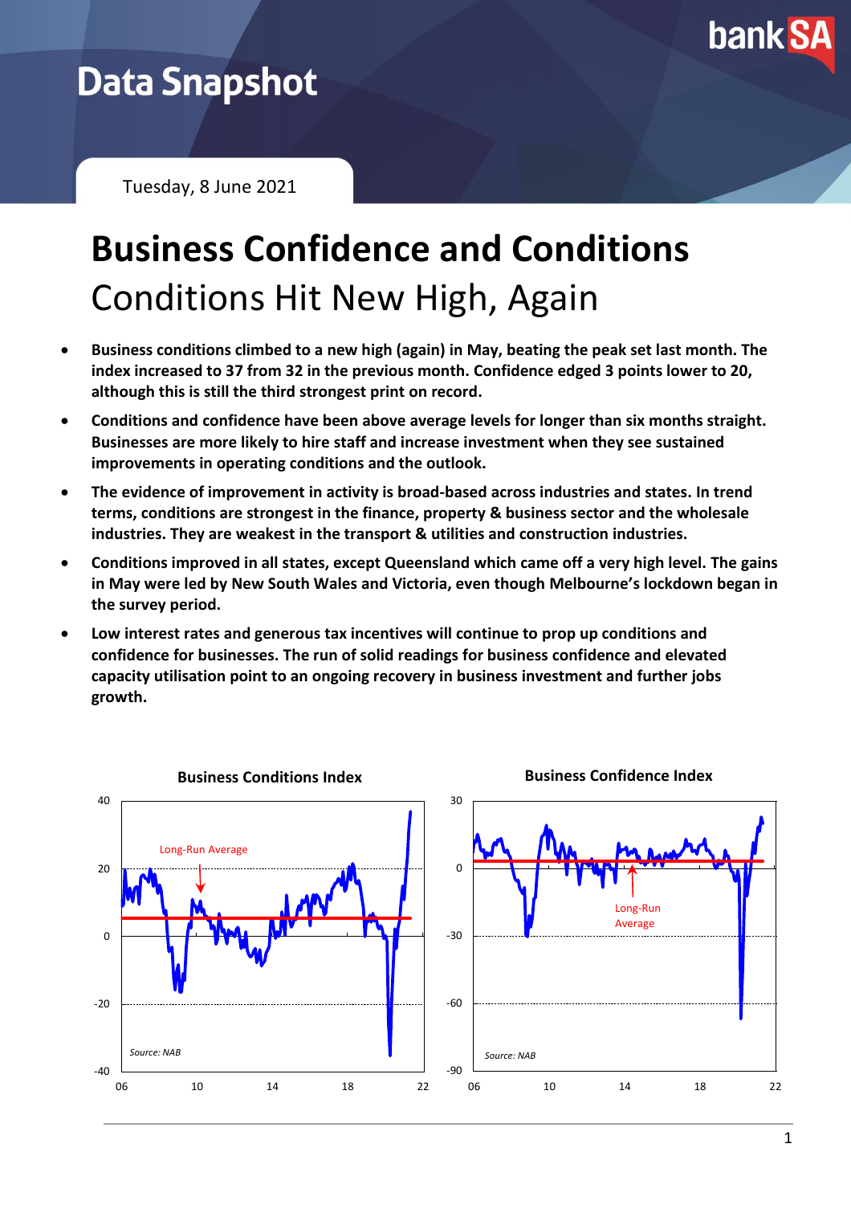Data Snapshot

Tuesday, 8 June 2021

# Business Confidence and Conditions

## Conditions Hit New High, Again

- **Business conditions climbed to a new high (again) in May, beating the peak set last month. The index increased to 37 from 32 in the previous month. Confidence edged 3 points lower to 20, although this is still the third strongest print on record.**
- **Conditions and confidence have been above average levels for longer than six months straight. Businesses are more likely to hire staff and increase investment when they see sustained improvements in operating conditions and the outlook.**
- **The evidence of improvement in activity is broad-based across industries and states. In trend terms, conditions are strongest in the finance, property & business sector and the wholesale industries. They are weakest in the transport & utilities and construction industries.**
- **Conditions improved in all states, except Queensland which came off a very high level. The gains in May were led by New South Wales and Victoria, even though Melbourne's lockdown began in the survey period.**
- **Low interest rates and generous tax incentives will continue to prop up conditions and confidence for businesses. The run of solid readings for business confidence and elevated capacity utilisation point to an ongoing recovery in business investment and further jobs growth.**

**Business Conditions Index**

Long-Run Average

*Source: NAB*

**Business Confidence Index**

Long-Run Average

*Source: NAB*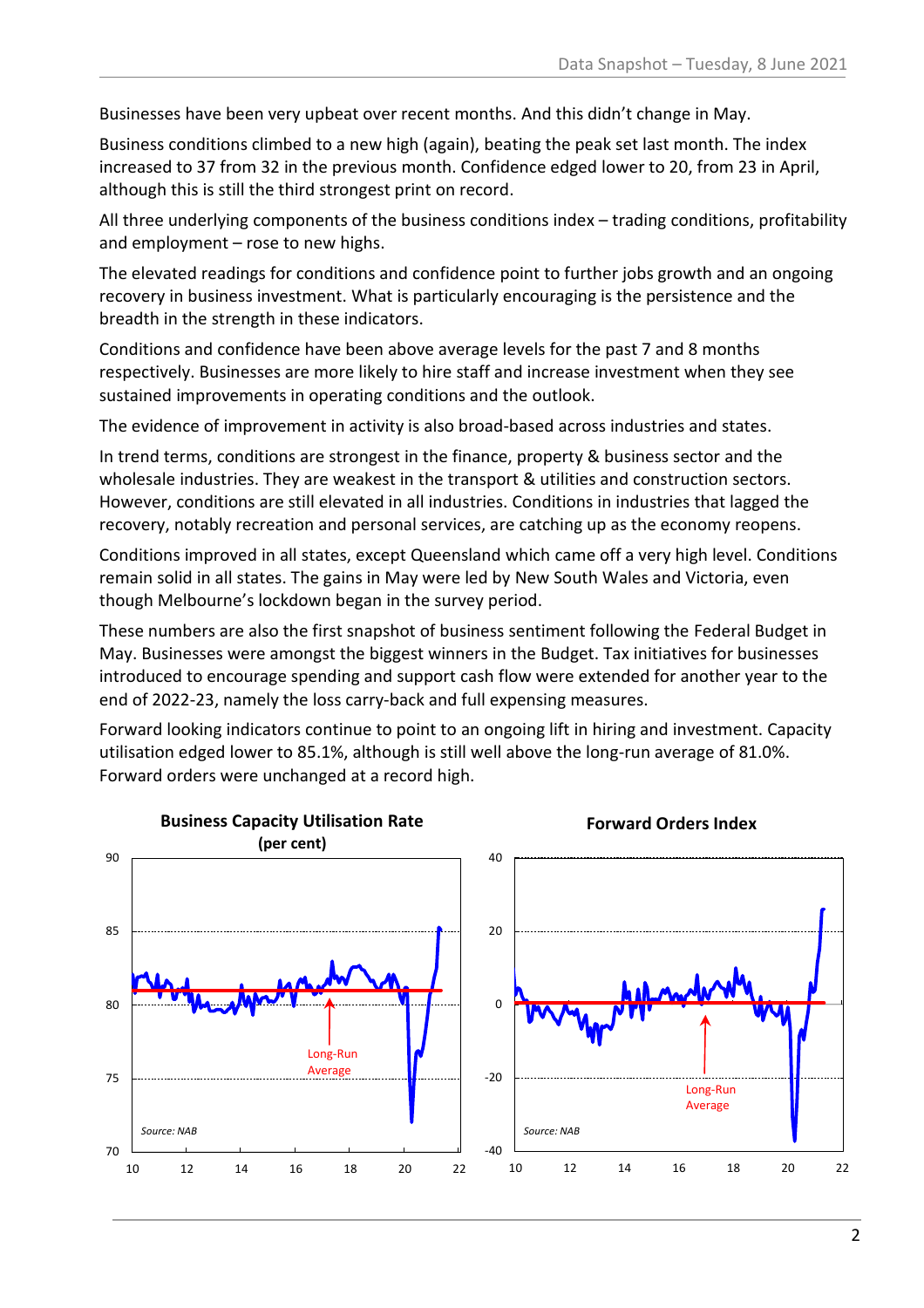Businesses have been very upbeat over recent months. And this didn't change in May.

Business conditions climbed to a new high (again), beating the peak set last month. The index increased to 37 from 32 in the previous month. Confidence edged lower to 20, from 23 in April, although this is still the third strongest print on record.

All three underlying components of the business conditions index – trading conditions, profitability and employment – rose to new highs.

The elevated readings for conditions and confidence point to further jobs growth and an ongoing recovery in business investment. What is particularly encouraging is the persistence and the breadth in the strength in these indicators.

Conditions and confidence have been above average levels for the past 7 and 8 months respectively. Businesses are more likely to hire staff and increase investment when they see sustained improvements in operating conditions and the outlook.

The evidence of improvement in activity is also broad-based across industries and states.

In trend terms, conditions are strongest in the finance, property & business sector and the wholesale industries. They are weakest in the transport & utilities and construction sectors. However, conditions are still elevated in all industries. Conditions in industries that lagged the recovery, notably recreation and personal services, are catching up as the economy reopens.

Conditions improved in all states, except Queensland which came off a very high level. Conditions remain solid in all states. The gains in May were led by New South Wales and Victoria, even though Melbourne's lockdown began in the survey period.

These numbers are also the first snapshot of business sentiment following the Federal Budget in May. Businesses were amongst the biggest winners in the Budget. Tax initiatives for businesses introduced to encourage spending and support cash flow were extended for another year to the end of 2022-23, namely the loss carry-back and full expensing measures.

Forward looking indicators continue to point to an ongoing lift in hiring and investment. Capacity utilisation edged lower to 85.1%, although is still well above the long-run average of 81.0%. Forward orders were unchanged at a record high.

**Business Capacity Utilisation Rate (per cent)**

Source: NAB

**Forward Orders Index**

Source: NAB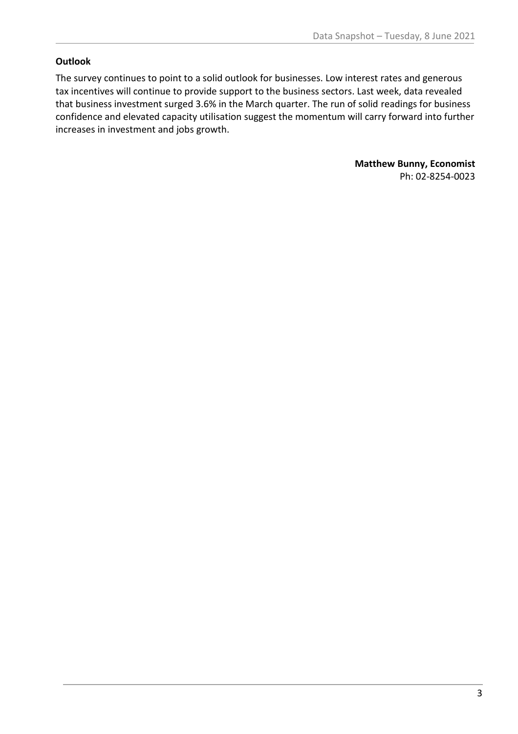**Outlook**

The survey continues to point to a solid outlook for businesses. Low interest rates and generous tax incentives will continue to provide support to the business sectors. Last week, data revealed that business investment surged 3.6% in the March quarter. The run of solid readings for business confidence and elevated capacity utilisation suggest the momentum will carry forward into further increases in investment and jobs growth.

**Matthew Bunny, Economist**
Ph: 02-8254-0023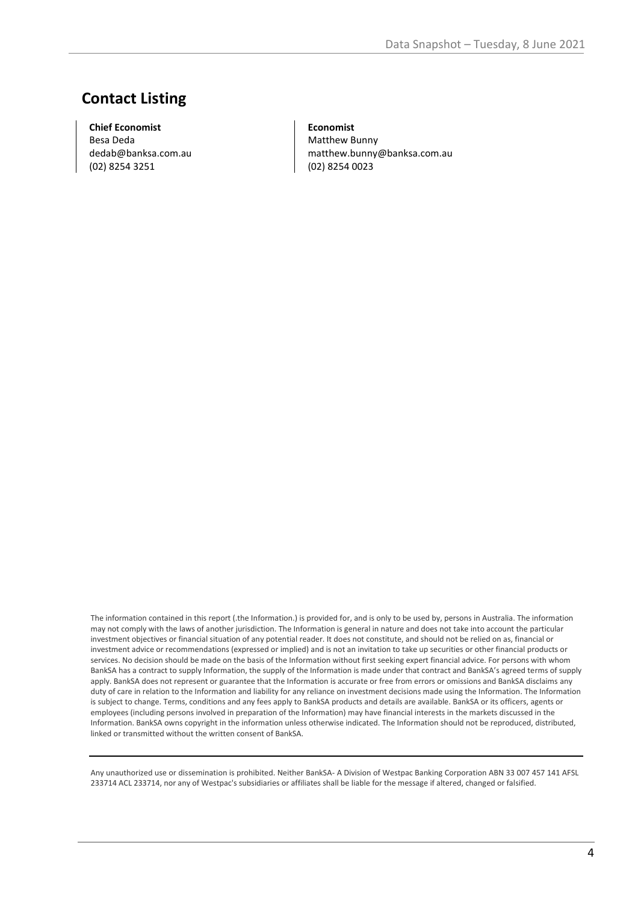## Contact Listing

**Chief Economist**
Besa Deda
dedab@banksa.com.au
(02) 8254 3251

**Economist**
Matthew Bunny
matthew.bunny@banksa.com.au
(02) 8254 0023

The information contained in this report (.the Information.) is provided for, and is only to be used by, persons in Australia. The information may not comply with the laws of another jurisdiction. The Information is general in nature and does not take into account the particular investment objectives or financial situation of any potential reader. It does not constitute, and should not be relied on as, financial or investment advice or recommendations (expressed or implied) and is not an invitation to take up securities or other financial products or services. No decision should be made on the basis of the Information without first seeking expert financial advice. For persons with whom BankSA has a contract to supply Information, the supply of the Information is made under that contract and BankSA's agreed terms of supply apply. BankSA does not represent or guarantee that the Information is accurate or free from errors or omissions and BankSA disclaims any duty of care in relation to the Information and liability for any reliance on investment decisions made using the Information. The Information is subject to change. Terms, conditions and any fees apply to BankSA products and details are available. BankSA or its officers, agents or employees (including persons involved in preparation of the Information) may have financial interests in the markets discussed in the Information. BankSA owns copyright in the information unless otherwise indicated. The Information should not be reproduced, distributed, linked or transmitted without the written consent of BankSA.

---

Any unauthorized use or dissemination is prohibited. Neither BankSA- A Division of Westpac Banking Corporation ABN 33 007 457 141 AFSL 233714 ACL 233714, nor any of Westpac's subsidiaries or affiliates shall be liable for the message if altered, changed or falsified.